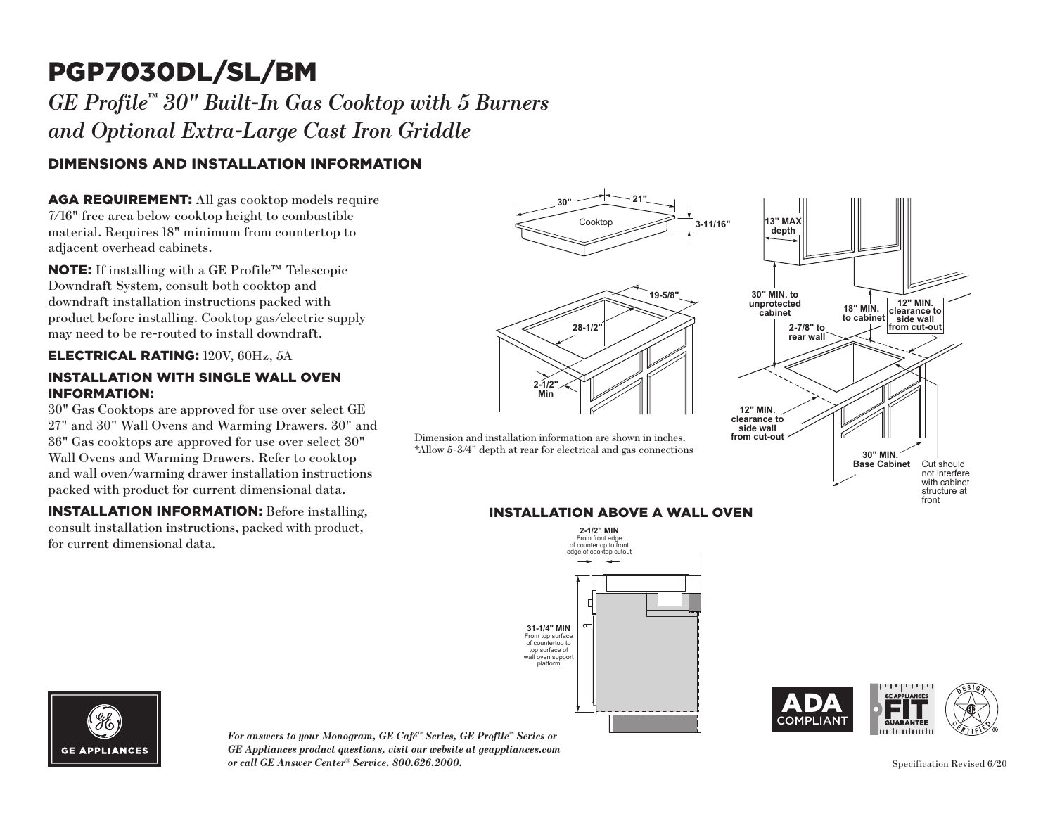# PGP7030DL/SL/BM

*GE Profile™ 30" Built-In Gas Cooktop with 5 Burners and Optional Extra-Large Cast Iron Griddle*

## DIMENSIONS AND INSTALLATION INFORMATION

**AGA REQUIREMENT:** All gas cooktop models require 7/16" free area below cooktop height to combustible material. Requires 18" minimum from countertop to adjacent overhead cabinets.

**NOTE:** If installing with a GE Profile™ Telescopic Downdraft System, consult both cooktop and downdraft installation instructions packed with product before installing. Cooktop gas/electric supply may need to be re-routed to install downdraft.

**ELECTRICAL RATING:** 120V, 60Hz, 5A

### INSTALLATION WITH SINGLE WALL OVEN INFORMATION:

30" Gas Cooktops are approved for use over select GE 27" and 30" Wall Ovens and Warming Drawers. 30" and 36" Gas cooktops are approved for use over select 30" Wall Ovens and Warming Drawers. Refer to cooktop and wall oven/warming drawer installation instructions packed with product for current dimensional data.

**INSTALLATION INFORMATION:** Before installing, consult installation instructions, packed with product, for current dimensional data.

30" | 21" | Cooktop | 3-11/16"

19-5/8" | 28-1/2" | 2-1/2" Min

13" MAX depth | 30" MIN. to unprotected cabinet | 18" MIN. to cabinet | 12" MIN. clearance to side wall from cut-out | 2-7/8" to rear wall | 12" MIN. clearance to side wall from cut-out | 30" MIN. Base Cabinet | Cut should not interfere with cabinet structure at front

Dimension and installation information are shown in inches.
*Allow 5-3/4" depth at rear for electrical and gas connections

### INSTALLATION ABOVE A WALL OVEN

**2-1/2" MIN** From front edge of countertop to front edge of cooktop cutout

**31-1/4" MIN** From top surface of countertop to top surface of wall oven support platform

ADA COMPLIANT

*For answers to your Monogram, GE Café™ Series, GE Profile™ Series or GE Appliances product questions, visit our website at geappliances.com or call GE Answer Center® Service, 800.626.2000.*

Specification Revised 6/20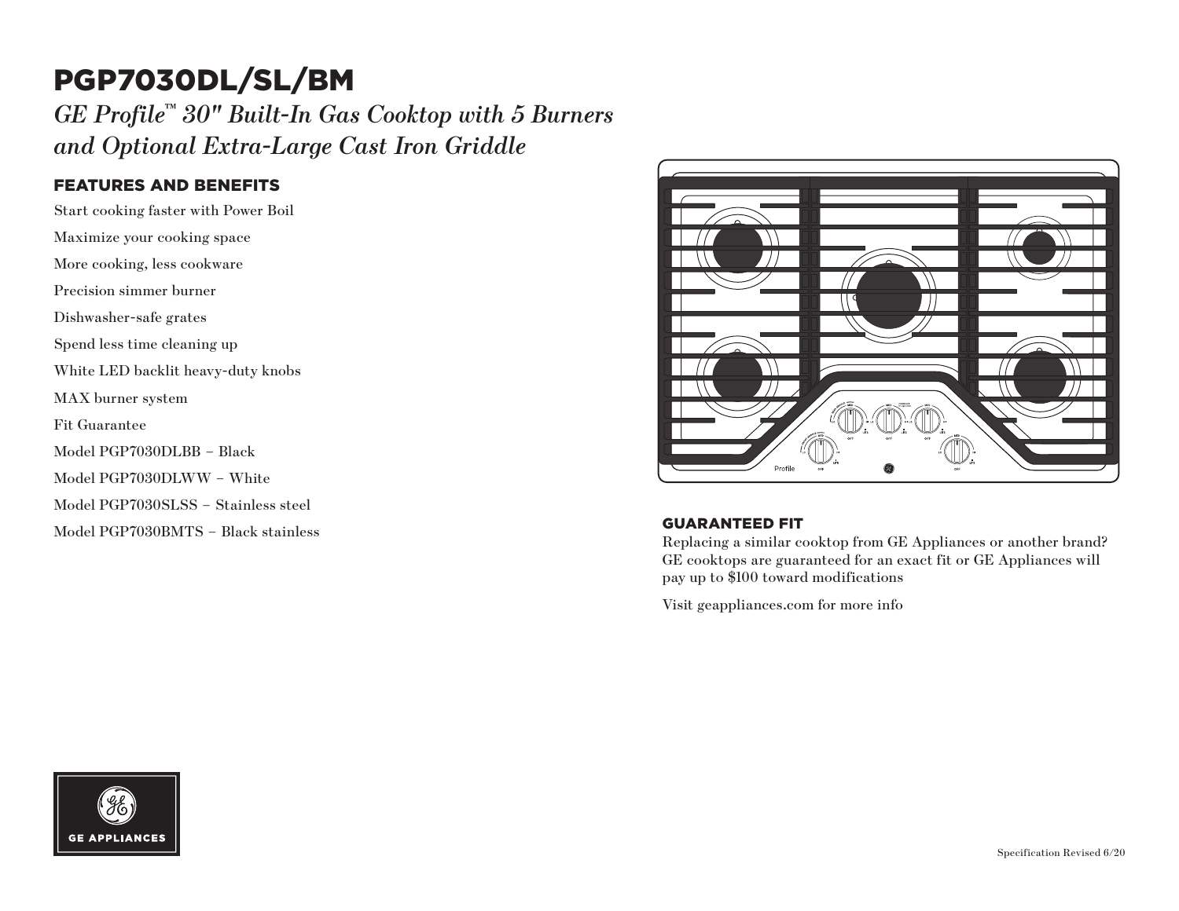# PGP7030DL/SL/BM

*GE Profile™ 30" Built-In Gas Cooktop with 5 Burners and Optional Extra-Large Cast Iron Griddle*

## FEATURES AND BENEFITS

Start cooking faster with Power Boil

Maximize your cooking space

More cooking, less cookware

Precision simmer burner

Dishwasher-safe grates

Spend less time cleaning up

White LED backlit heavy-duty knobs

MAX burner system

Fit Guarantee

Model PGP7030DLBB – Black

Model PGP7030DLWW – White

Model PGP7030SLSS – Stainless steel

Model PGP7030BMTS – Black stainless

## GUARANTEED FIT

Replacing a similar cooktop from GE Appliances or another brand? GE cooktops are guaranteed for an exact fit or GE Appliances will pay up to $100 toward modifications

Visit geappliances.com for more info

GE APPLIANCES

Specification Revised 6/20